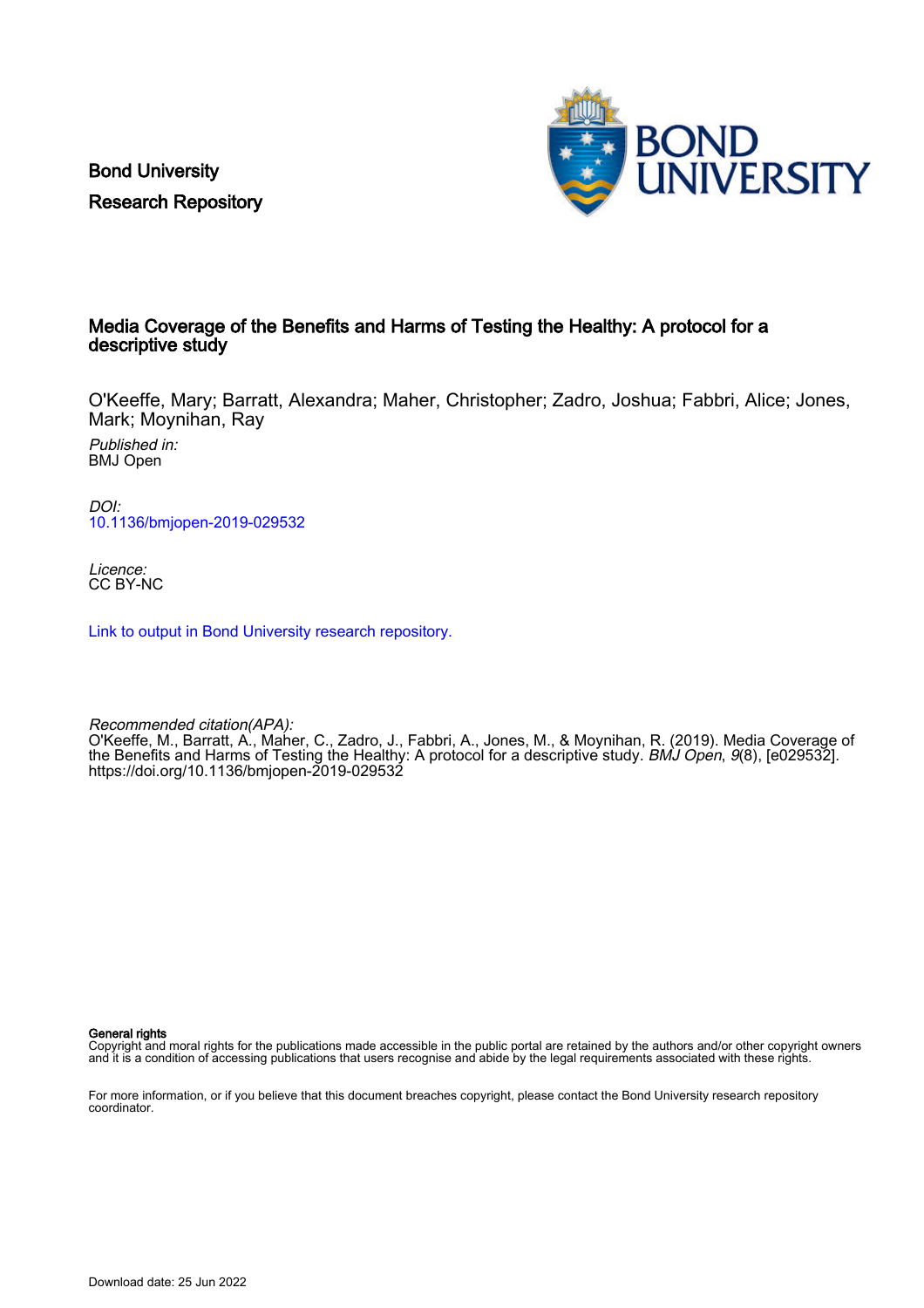Bond University
Research Repository

# Media Coverage of the Benefits and Harms of Testing the Healthy: A protocol for a descriptive study

O'Keeffe, Mary; Barratt, Alexandra; Maher, Christopher; Zadro, Joshua; Fabbri, Alice; Jones, Mark; Moynihan, Ray

*Published in:*
BMJ Open

*DOI:*
[10.1136/bmjopen-2019-029532](https://doi.org/10.1136/bmjopen-2019-029532)

*Licence:*
CC BY-NC

[Link to output in Bond University research repository.](#)

*Recommended citation(APA):*
O'Keeffe, M., Barratt, A., Maher, C., Zadro, J., Fabbri, A., Jones, M., & Moynihan, R. (2019). Media Coverage of the Benefits and Harms of Testing the Healthy: A protocol for a descriptive study. *BMJ Open*, *9*(8), [e029532]. https://doi.org/10.1136/bmjopen-2019-029532

**General rights**
Copyright and moral rights for the publications made accessible in the public portal are retained by the authors and/or other copyright owners and it is a condition of accessing publications that users recognise and abide by the legal requirements associated with these rights.

For more information, or if you believe that this document breaches copyright, please contact the Bond University research repository coordinator.

Download date: 25 Jun 2022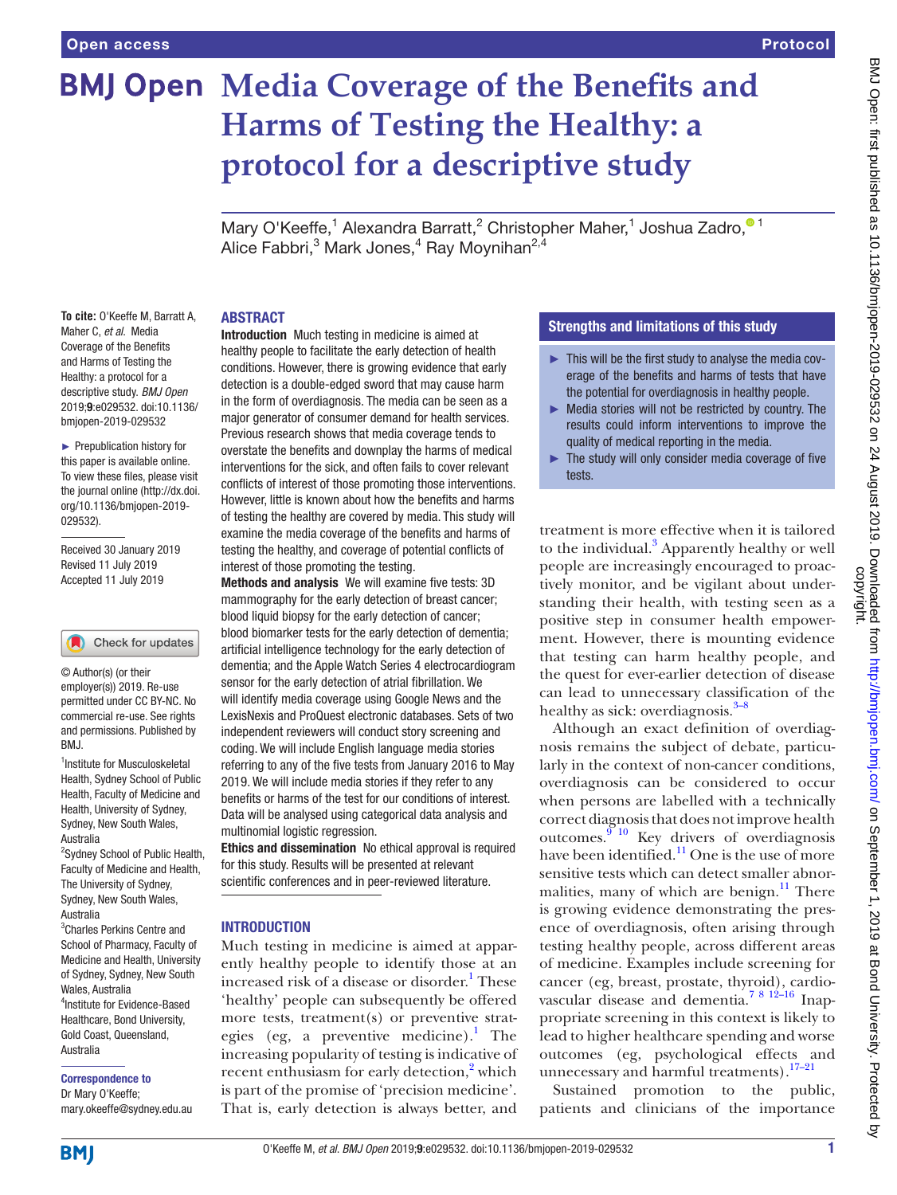# Media Coverage of the Benefits and Harms of Testing the Healthy: a protocol for a descriptive study

Mary O'Keeffe,[1] Alexandra Barratt,[2] Christopher Maher,[1] Joshua Zadro,[1] Alice Fabbri,[3] Mark Jones,[4] Ray Moynihan[2,4]

**To cite:** O'Keeffe M, Barratt A, Maher C, *et al*. Media Coverage of the Benefits and Harms of Testing the Healthy: a protocol for a descriptive study. *BMJ Open* 2019;**9**:e029532. doi:10.1136/bmjopen-2019-029532

► Prepublication history for this paper is available online. To view these files, please visit the journal online (http://dx.doi.org/10.1136/bmjopen-2019-029532).

Received 30 January 2019
Revised 11 July 2019
Accepted 11 July 2019

© Author(s) (or their employer(s)) 2019. Re-use permitted under CC BY-NC. No commercial re-use. See rights and permissions. Published by BMJ.

[1]Institute for Musculoskeletal Health, Sydney School of Public Health, Faculty of Medicine and Health, University of Sydney, Sydney, New South Wales, Australia
[2]Sydney School of Public Health, Faculty of Medicine and Health, The University of Sydney, Sydney, New South Wales, Australia
[3]Charles Perkins Centre and School of Pharmacy, Faculty of Medicine and Health, University of Sydney, Sydney, New South Wales, Australia
[4]Institute for Evidence-Based Healthcare, Bond University, Gold Coast, Queensland, Australia

**Correspondence to**
Dr Mary O'Keeffe;
mary.okeeffe@sydney.edu.au

## ABSTRACT

**Introduction** Much testing in medicine is aimed at healthy people to facilitate the early detection of health conditions. However, there is growing evidence that early detection is a double-edged sword that may cause harm in the form of overdiagnosis. The media can be seen as a major generator of consumer demand for health services. Previous research shows that media coverage tends to overstate the benefits and downplay the harms of medical interventions for the sick, and often fails to cover relevant conflicts of interest of those promoting those interventions. However, little is known about how the benefits and harms of testing the healthy are covered by media. This study will examine the media coverage of the benefits and harms of testing the healthy, and coverage of potential conflicts of interest of those promoting the testing.

**Methods and analysis** We will examine five tests: 3D mammography for the early detection of breast cancer; blood liquid biopsy for the early detection of cancer; blood biomarker tests for the early detection of dementia; artificial intelligence technology for the early detection of dementia; and the Apple Watch Series 4 electrocardiogram sensor for the early detection of atrial fibrillation. We will identify media coverage using Google News and the LexisNexis and ProQuest electronic databases. Sets of two independent reviewers will conduct story screening and coding. We will include English language media stories referring to any of the five tests from January 2016 to May 2019. We will include media stories if they refer to any benefits or harms of the test for our conditions of interest. Data will be analysed using categorical data analysis and multinomial logistic regression.

**Ethics and dissemination** No ethical approval is required for this study. Results will be presented at relevant scientific conferences and in peer-reviewed literature.

### Strengths and limitations of this study

- This will be the first study to analyse the media coverage of the benefits and harms of tests that have the potential for overdiagnosis in healthy people.
- Media stories will not be restricted by country. The results could inform interventions to improve the quality of medical reporting in the media.
- The study will only consider media coverage of five tests.

## INTRODUCTION

Much testing in medicine is aimed at apparently healthy people to identify those at an increased risk of a disease or disorder.[1] These 'healthy' people can subsequently be offered more tests, treatment(s) or preventive strategies (eg, a preventive medicine).[1] The increasing popularity of testing is indicative of recent enthusiasm for early detection,[2] which is part of the promise of 'precision medicine'. That is, early detection is always better, and treatment is more effective when it is tailored to the individual.[3] Apparently healthy or well people are increasingly encouraged to proactively monitor, and be vigilant about understanding their health, with testing seen as a positive step in consumer health empowerment. However, there is mounting evidence that testing can harm healthy people, and the quest for ever-earlier detection of disease can lead to unnecessary classification of the healthy as sick: overdiagnosis.[3–8]

Although an exact definition of overdiagnosis remains the subject of debate, particularly in the context of non-cancer conditions, overdiagnosis can be considered to occur when persons are labelled with a technically correct diagnosis that does not improve health outcomes.[9 10] Key drivers of overdiagnosis have been identified.[11] One is the use of more sensitive tests which can detect smaller abnormalities, many of which are benign.[11] There is growing evidence demonstrating the presence of overdiagnosis, often arising through testing healthy people, across different areas of medicine. Examples include screening for cancer (eg, breast, prostate, thyroid), cardiovascular disease and dementia.[7 8 12–16] Inappropriate screening in this context is likely to lead to higher healthcare spending and worse outcomes (eg, psychological effects and unnecessary and harmful treatments).[17–21]

Sustained promotion to the public, patients and clinicians of the importance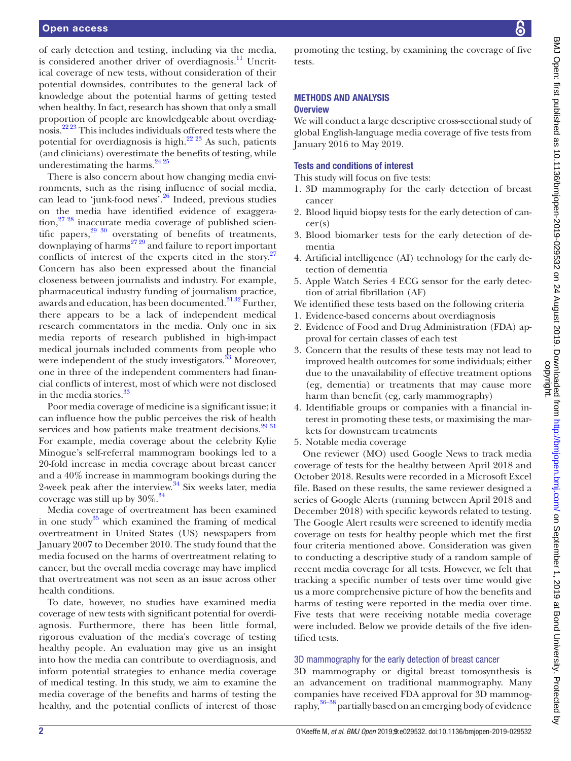of early detection and testing, including via the media, is considered another driver of overdiagnosis.[11] Uncritical coverage of new tests, without consideration of their potential downsides, contributes to the general lack of knowledge about the potential harms of getting tested when healthy. In fact, research has shown that only a small proportion of people are knowledgeable about overdiagnosis.[22 23] This includes individuals offered tests where the potential for overdiagnosis is high.[22 23] As such, patients (and clinicians) overestimate the benefits of testing, while underestimating the harms.[24 25]

There is also concern about how changing media environments, such as the rising influence of social media, can lead to 'junk-food news'.[26] Indeed, previous studies on the media have identified evidence of exaggeration,[27 28] inaccurate media coverage of published scientific papers,[29 30] overstating of benefits of treatments, downplaying of harms[27 29] and failure to report important conflicts of interest of the experts cited in the story.[27] Concern has also been expressed about the financial closeness between journalists and industry. For example, pharmaceutical industry funding of journalism practice, awards and education, has been documented.[31 32] Further, there appears to be a lack of independent medical research commentators in the media. Only one in six media reports of research published in high-impact medical journals included comments from people who were independent of the study investigators.[33] Moreover, one in three of the independent commenters had financial conflicts of interest, most of which were not disclosed in the media stories.[33]

Poor media coverage of medicine is a significant issue; it can influence how the public perceives the risk of health services and how patients make treatment decisions.[29 31] For example, media coverage about the celebrity Kylie Minogue's self-referral mammogram bookings led to a 20-fold increase in media coverage about breast cancer and a 40% increase in mammogram bookings during the 2-week peak after the interview.[34] Six weeks later, media coverage was still up by 30%.[34]

Media coverage of overtreatment has been examined in one study[35] which examined the framing of medical overtreatment in United States (US) newspapers from January 2007 to December 2010. The study found that the media focused on the harms of overtreatment relating to cancer, but the overall media coverage may have implied that overtreatment was not seen as an issue across other health conditions.

To date, however, no studies have examined media coverage of new tests with significant potential for overdiagnosis. Furthermore, there has been little formal, rigorous evaluation of the media's coverage of testing healthy people. An evaluation may give us an insight into how the media can contribute to overdiagnosis, and inform potential strategies to enhance media coverage of medical testing. In this study, we aim to examine the media coverage of the benefits and harms of testing the healthy, and the potential conflicts of interest of those promoting the testing, by examining the coverage of five tests.

## METHODS AND ANALYSIS

### Overview

We will conduct a large descriptive cross-sectional study of global English-language media coverage of five tests from January 2016 to May 2019.

### Tests and conditions of interest

This study will focus on five tests:

1. 3D mammography for the early detection of breast cancer
2. Blood liquid biopsy tests for the early detection of cancer(s)
3. Blood biomarker tests for the early detection of dementia
4. Artificial intelligence (AI) technology for the early detection of dementia
5. Apple Watch Series 4 ECG sensor for the early detection of atrial fibrillation (AF)

We identified these tests based on the following criteria

1. Evidence-based concerns about overdiagnosis
2. Evidence of Food and Drug Administration (FDA) approval for certain classes of each test
3. Concern that the results of these tests may not lead to improved health outcomes for some individuals; either due to the unavailability of effective treatment options (eg, dementia) or treatments that may cause more harm than benefit (eg, early mammography)
4. Identifiable groups or companies with a financial interest in promoting these tests, or maximising the markets for downstream treatments
5. Notable media coverage

One reviewer (MO) used Google News to track media coverage of tests for the healthy between April 2018 and October 2018. Results were recorded in a Microsoft Excel file. Based on these results, the same reviewer designed a series of Google Alerts (running between April 2018 and December 2018) with specific keywords related to testing. The Google Alert results were screened to identify media coverage on tests for healthy people which met the first four criteria mentioned above. Consideration was given to conducting a descriptive study of a random sample of recent media coverage for all tests. However, we felt that tracking a specific number of tests over time would give us a more comprehensive picture of how the benefits and harms of testing were reported in the media over time. Five tests that were receiving notable media coverage were included. Below we provide details of the five identified tests.

#### 3D mammography for the early detection of breast cancer

3D mammography or digital breast tomosynthesis is an advancement on traditional mammography. Many companies have received FDA approval for 3D mammography,[36–38] partially based on an emerging body of evidence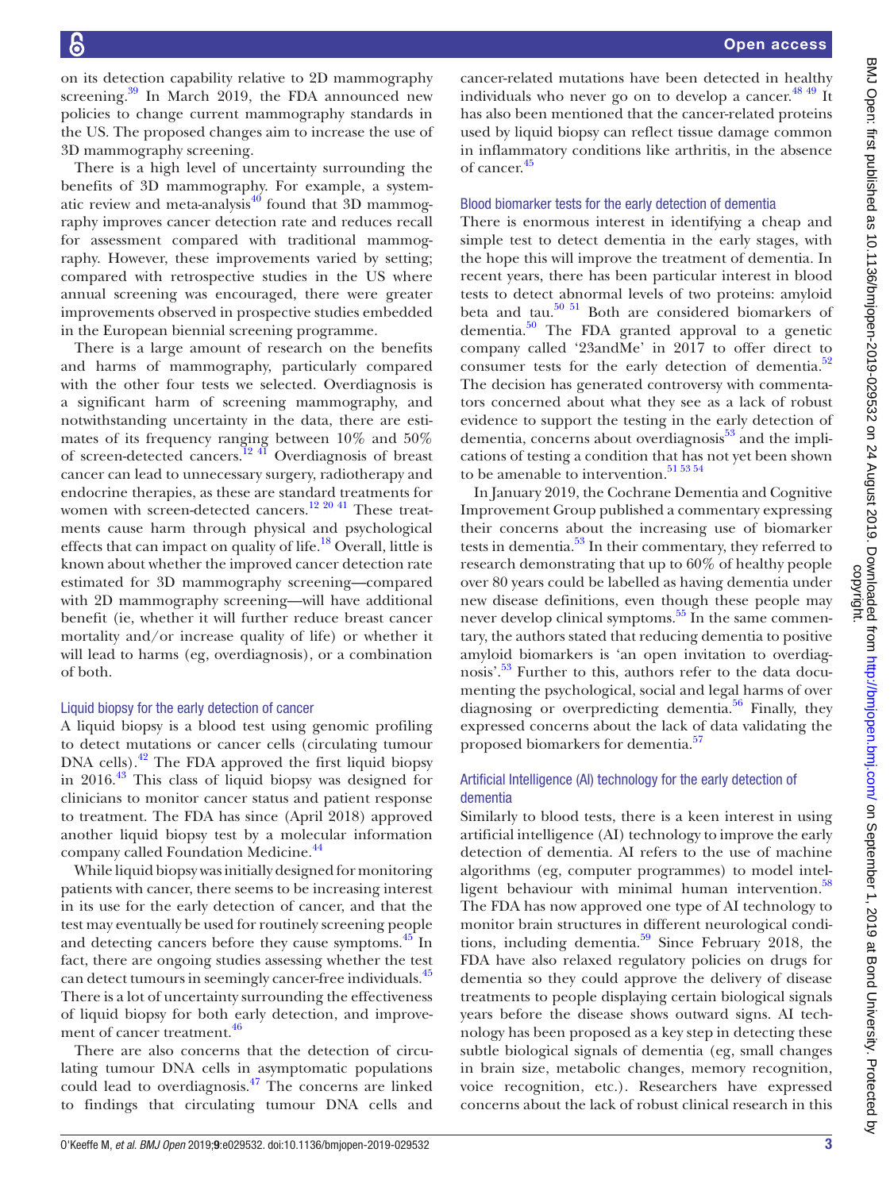on its detection capability relative to 2D mammography screening.[39] In March 2019, the FDA announced new policies to change current mammography standards in the US. The proposed changes aim to increase the use of 3D mammography screening.

There is a high level of uncertainty surrounding the benefits of 3D mammography. For example, a systematic review and meta-analysis[40] found that 3D mammography improves cancer detection rate and reduces recall for assessment compared with traditional mammography. However, these improvements varied by setting; compared with retrospective studies in the US where annual screening was encouraged, there were greater improvements observed in prospective studies embedded in the European biennial screening programme.

There is a large amount of research on the benefits and harms of mammography, particularly compared with the other four tests we selected. Overdiagnosis is a significant harm of screening mammography, and notwithstanding uncertainty in the data, there are estimates of its frequency ranging between 10% and 50% of screen-detected cancers.[12 41] Overdiagnosis of breast cancer can lead to unnecessary surgery, radiotherapy and endocrine therapies, as these are standard treatments for women with screen-detected cancers.[12 20 41] These treatments cause harm through physical and psychological effects that can impact on quality of life.[18] Overall, little is known about whether the improved cancer detection rate estimated for 3D mammography screening—compared with 2D mammography screening—will have additional benefit (ie, whether it will further reduce breast cancer mortality and/or increase quality of life) or whether it will lead to harms (eg, overdiagnosis), or a combination of both.

### Liquid biopsy for the early detection of cancer

A liquid biopsy is a blood test using genomic profiling to detect mutations or cancer cells (circulating tumour DNA cells).[42] The FDA approved the first liquid biopsy in 2016.[43] This class of liquid biopsy was designed for clinicians to monitor cancer status and patient response to treatment. The FDA has since (April 2018) approved another liquid biopsy test by a molecular information company called Foundation Medicine.[44]

While liquid biopsy was initially designed for monitoring patients with cancer, there seems to be increasing interest in its use for the early detection of cancer, and that the test may eventually be used for routinely screening people and detecting cancers before they cause symptoms.[45] In fact, there are ongoing studies assessing whether the test can detect tumours in seemingly cancer-free individuals.[45] There is a lot of uncertainty surrounding the effectiveness of liquid biopsy for both early detection, and improvement of cancer treatment.[46]

There are also concerns that the detection of circulating tumour DNA cells in asymptomatic populations could lead to overdiagnosis.[47] The concerns are linked to findings that circulating tumour DNA cells and cancer-related mutations have been detected in healthy individuals who never go on to develop a cancer.[48 49] It has also been mentioned that the cancer-related proteins used by liquid biopsy can reflect tissue damage common in inflammatory conditions like arthritis, in the absence of cancer.[45]

### Blood biomarker tests for the early detection of dementia

There is enormous interest in identifying a cheap and simple test to detect dementia in the early stages, with the hope this will improve the treatment of dementia. In recent years, there has been particular interest in blood tests to detect abnormal levels of two proteins: amyloid beta and tau.[50 51] Both are considered biomarkers of dementia.[50] The FDA granted approval to a genetic company called '23andMe' in 2017 to offer direct to consumer tests for the early detection of dementia.[52] The decision has generated controversy with commentators concerned about what they see as a lack of robust evidence to support the testing in the early detection of dementia, concerns about overdiagnosis[53] and the implications of testing a condition that has not yet been shown to be amenable to intervention.[51 53 54]

In January 2019, the Cochrane Dementia and Cognitive Improvement Group published a commentary expressing their concerns about the increasing use of biomarker tests in dementia.[53] In their commentary, they referred to research demonstrating that up to 60% of healthy people over 80 years could be labelled as having dementia under new disease definitions, even though these people may never develop clinical symptoms.[55] In the same commentary, the authors stated that reducing dementia to positive amyloid biomarkers is 'an open invitation to overdiagnosis'.[53] Further to this, authors refer to the data documenting the psychological, social and legal harms of over diagnosing or overpredicting dementia.[56] Finally, they expressed concerns about the lack of data validating the proposed biomarkers for dementia.[57]

### Artificial Intelligence (AI) technology for the early detection of dementia

Similarly to blood tests, there is a keen interest in using artificial intelligence (AI) technology to improve the early detection of dementia. AI refers to the use of machine algorithms (eg, computer programmes) to model intelligent behaviour with minimal human intervention.[58] The FDA has now approved one type of AI technology to monitor brain structures in different neurological conditions, including dementia.[59] Since February 2018, the FDA have also relaxed regulatory policies on drugs for dementia so they could approve the delivery of disease treatments to people displaying certain biological signals years before the disease shows outward signs. AI technology has been proposed as a key step in detecting these subtle biological signals of dementia (eg, small changes in brain size, metabolic changes, memory recognition, voice recognition, etc.). Researchers have expressed concerns about the lack of robust clinical research in this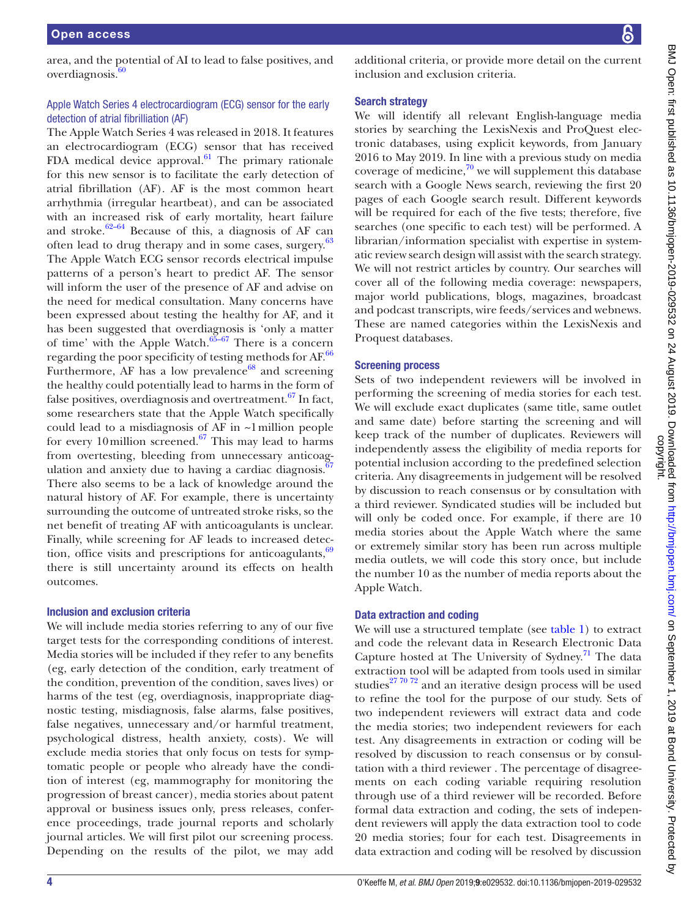area, and the potential of AI to lead to false positives, and overdiagnosis.[60]

### Apple Watch Series 4 electrocardiogram (ECG) sensor for the early detection of atrial fibrillation (AF)

The Apple Watch Series 4 was released in 2018. It features an electrocardiogram (ECG) sensor that has received FDA medical device approval.[61] The primary rationale for this new sensor is to facilitate the early detection of atrial fibrillation (AF). AF is the most common heart arrhythmia (irregular heartbeat), and can be associated with an increased risk of early mortality, heart failure and stroke.[62–64] Because of this, a diagnosis of AF can often lead to drug therapy and in some cases, surgery.[63] The Apple Watch ECG sensor records electrical impulse patterns of a person's heart to predict AF. The sensor will inform the user of the presence of AF and advise on the need for medical consultation. Many concerns have been expressed about testing the healthy for AF, and it has been suggested that overdiagnosis is 'only a matter of time' with the Apple Watch.[65–67] There is a concern regarding the poor specificity of testing methods for AF.[66] Furthermore, AF has a low prevalence[68] and screening the healthy could potentially lead to harms in the form of false positives, overdiagnosis and overtreatment.[67] In fact, some researchers state that the Apple Watch specifically could lead to a misdiagnosis of AF in ~1 million people for every 10 million screened.[67] This may lead to harms from overtesting, bleeding from unnecessary anticoagulation and anxiety due to having a cardiac diagnosis.[67] There also seems to be a lack of knowledge around the natural history of AF. For example, there is uncertainty surrounding the outcome of untreated stroke risks, so the net benefit of treating AF with anticoagulants is unclear. Finally, while screening for AF leads to increased detection, office visits and prescriptions for anticoagulants,[69] there is still uncertainty around its effects on health outcomes.

## Inclusion and exclusion criteria

We will include media stories referring to any of our five target tests for the corresponding conditions of interest. Media stories will be included if they refer to any benefits (eg, early detection of the condition, early treatment of the condition, prevention of the condition, saves lives) or harms of the test (eg, overdiagnosis, inappropriate diagnostic testing, misdiagnosis, false alarms, false positives, false negatives, unnecessary and/or harmful treatment, psychological distress, health anxiety, costs). We will exclude media stories that only focus on tests for symptomatic people or people who already have the condition of interest (eg, mammography for monitoring the progression of breast cancer), media stories about patent approval or business issues only, press releases, conference proceedings, trade journal reports and scholarly journal articles. We will first pilot our screening process. Depending on the results of the pilot, we may add additional criteria, or provide more detail on the current inclusion and exclusion criteria.

## Search strategy

We will identify all relevant English-language media stories by searching the LexisNexis and ProQuest electronic databases, using explicit keywords, from January 2016 to May 2019. In line with a previous study on media coverage of medicine,[70] we will supplement this database search with a Google News search, reviewing the first 20 pages of each Google search result. Different keywords will be required for each of the five tests; therefore, five searches (one specific to each test) will be performed. A librarian/information specialist with expertise in systematic review search design will assist with the search strategy. We will not restrict articles by country. Our searches will cover all of the following media coverage: newspapers, major world publications, blogs, magazines, broadcast and podcast transcripts, wire feeds/services and webnews. These are named categories within the LexisNexis and Proquest databases.

## Screening process

Sets of two independent reviewers will be involved in performing the screening of media stories for each test. We will exclude exact duplicates (same title, same outlet and same date) before starting the screening and will keep track of the number of duplicates. Reviewers will independently assess the eligibility of media reports for potential inclusion according to the predefined selection criteria. Any disagreements in judgement will be resolved by discussion to reach consensus or by consultation with a third reviewer. Syndicated studies will be included but will only be coded once. For example, if there are 10 media stories about the Apple Watch where the same or extremely similar story has been run across multiple media outlets, we will code this story once, but include the number 10 as the number of media reports about the Apple Watch.

## Data extraction and coding

We will use a structured template (see table 1) to extract and code the relevant data in Research Electronic Data Capture hosted at The University of Sydney.[71] The data extraction tool will be adapted from tools used in similar studies[27 70 72] and an iterative design process will be used to refine the tool for the purpose of our study. Sets of two independent reviewers will extract data and code the media stories; two independent reviewers for each test. Any disagreements in extraction or coding will be resolved by discussion to reach consensus or by consultation with a third reviewer . The percentage of disagreements on each coding variable requiring resolution through use of a third reviewer will be recorded. Before formal data extraction and coding, the sets of independent reviewers will apply the data extraction tool to code 20 media stories; four for each test. Disagreements in data extraction and coding will be resolved by discussion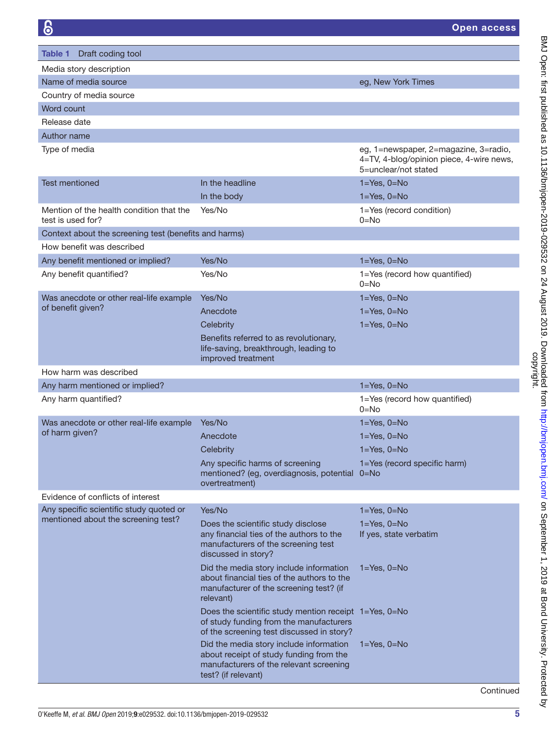**Table 1** Draft coding tool

| | | |
|---|---|---|
| Media story description | | |
| Name of media source | | eg, New York Times |
| Country of media source | | |
| Word count | | |
| Release date | | |
| Author name | | |
| Type of media | | eg, 1=newspaper, 2=magazine, 3=radio, 4=TV, 4-blog/opinion piece, 4-wire news, 5=unclear/not stated |
| Test mentioned | In the headline | 1=Yes, 0=No |
| | In the body | 1=Yes, 0=No |
| Mention of the health condition that the test is used for? | Yes/No | 1=Yes (record condition) 0=No |
| Context about the screening test (benefits and harms) | | |
| How benefit was described | | |
| Any benefit mentioned or implied? | Yes/No | 1=Yes, 0=No |
| Any benefit quantified? | Yes/No | 1=Yes (record how quantified) 0=No |
| Was anecdote or other real-life example of benefit given? | Yes/No | 1=Yes, 0=No |
| | Anecdote | 1=Yes, 0=No |
| | Celebrity | 1=Yes, 0=No |
| | Benefits referred to as revolutionary, life-saving, breakthrough, leading to improved treatment | |
| How harm was described | | |
| Any harm mentioned or implied? | | 1=Yes, 0=No |
| Any harm quantified? | | 1=Yes (record how quantified) 0=No |
| Was anecdote or other real-life example of harm given? | Yes/No | 1=Yes, 0=No |
| | Anecdote | 1=Yes, 0=No |
| | Celebrity | 1=Yes, 0=No |
| | Any specific harms of screening mentioned? (eg, overdiagnosis, potential overtreatment) | 1=Yes (record specific harm) 0=No |
| Evidence of conflicts of interest | | |
| Any specific scientific study quoted or mentioned about the screening test? | Yes/No | 1=Yes, 0=No |
| | Does the scientific study disclose any financial ties of the authors to the manufacturers of the screening test discussed in story? | 1=Yes, 0=No If yes, state verbatim |
| | Did the media story include information about financial ties of the authors to the manufacturer of the screening test? (if relevant) | 1=Yes, 0=No |
| | Does the scientific study mention receipt of study funding from the manufacturers of the screening test discussed in story? | 1=Yes, 0=No |
| | Did the media story include information about receipt of study funding from the manufacturers of the relevant screening test? (if relevant) | 1=Yes, 0=No |

Continued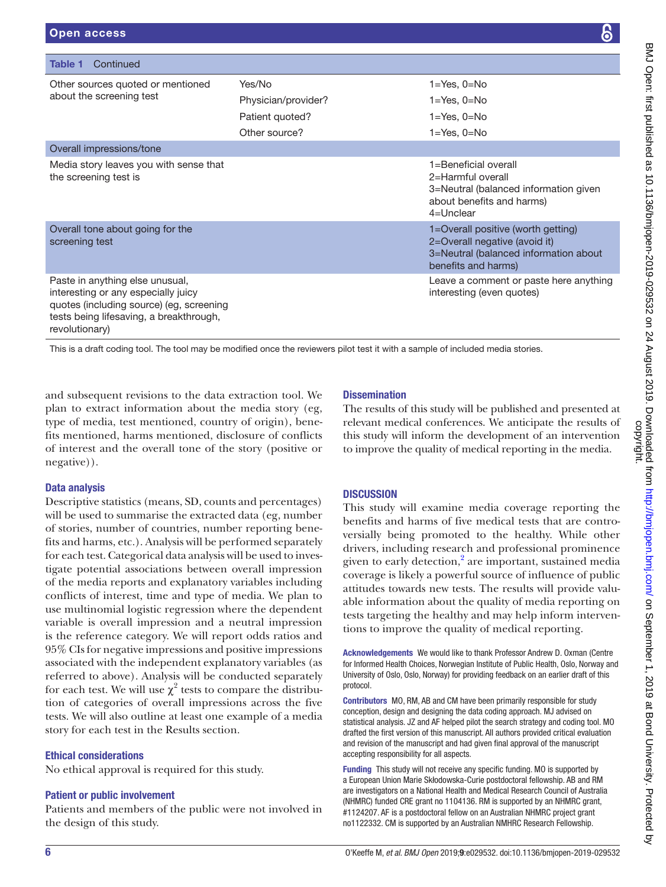**Table 1** Continued

| | | |
|---|---|---|
| Other sources quoted or mentioned about the screening test | Yes/No | 1=Yes, 0=No |
| | Physician/provider? | 1=Yes, 0=No |
| | Patient quoted? | 1=Yes, 0=No |
| | Other source? | 1=Yes, 0=No |
| **Overall impressions/tone** | | |
| Media story leaves you with sense that the screening test is | | 1=Beneficial overall<br>2=Harmful overall<br>3=Neutral (balanced information given about benefits and harms)<br>4=Unclear |
| Overall tone about going for the screening test | | 1=Overall positive (worth getting)<br>2=Overall negative (avoid it)<br>3=Neutral (balanced information about benefits and harms) |
| Paste in anything else unusual, interesting or any especially juicy quotes (including source) (eg, screening tests being lifesaving, a breakthrough, revolutionary) | | Leave a comment or paste here anything interesting (even quotes) |

This is a draft coding tool. The tool may be modified once the reviewers pilot test it with a sample of included media stories.

and subsequent revisions to the data extraction tool. We plan to extract information about the media story (eg, type of media, test mentioned, country of origin), benefits mentioned, harms mentioned, disclosure of conflicts of interest and the overall tone of the story (positive or negative)).

### Data analysis

Descriptive statistics (means, SD, counts and percentages) will be used to summarise the extracted data (eg, number of stories, number of countries, number reporting benefits and harms, etc.). Analysis will be performed separately for each test. Categorical data analysis will be used to investigate potential associations between overall impression of the media reports and explanatory variables including conflicts of interest, time and type of media. We plan to use multinomial logistic regression where the dependent variable is overall impression and a neutral impression is the reference category. We will report odds ratios and 95% CIs for negative impressions and positive impressions associated with the independent explanatory variables (as referred to above). Analysis will be conducted separately for each test. We will use $\chi^2$ tests to compare the distribution of categories of overall impressions across the five tests. We will also outline at least one example of a media story for each test in the Results section.

### Ethical considerations

No ethical approval is required for this study.

### Patient or public involvement

Patients and members of the public were not involved in the design of this study.

### Dissemination

The results of this study will be published and presented at relevant medical conferences. We anticipate the results of this study will inform the development of an intervention to improve the quality of medical reporting in the media.

## DISCUSSION

This study will examine media coverage reporting the benefits and harms of five medical tests that are controversially being promoted to the healthy. While other drivers, including research and professional prominence given to early detection,[2] are important, sustained media coverage is likely a powerful source of influence of public attitudes towards new tests. The results will provide valuable information about the quality of media reporting on tests targeting the healthy and may help inform interventions to improve the quality of medical reporting.

**Acknowledgements** We would like to thank Professor Andrew D. Oxman (Centre for Informed Health Choices, Norwegian Institute of Public Health, Oslo, Norway and University of Oslo, Oslo, Norway) for providing feedback on an earlier draft of this protocol.

**Contributors** MO, RM, AB and CM have been primarily responsible for study conception, design and designing the data coding approach. MJ advised on statistical analysis. JZ and AF helped pilot the search strategy and coding tool. MO drafted the first version of this manuscript. All authors provided critical evaluation and revision of the manuscript and had given final approval of the manuscript accepting responsibility for all aspects.

**Funding** This study will not receive any specific funding. MO is supported by a European Union Marie Skłodowska-Curie postdoctoral fellowship. AB and RM are investigators on a National Health and Medical Research Council of Australia (NHMRC) funded CRE grant no 1104136. RM is supported by an NHMRC grant, #1124207. AF is a postdoctoral fellow on an Australian NHMRC project grant no1122332. CM is supported by an Australian NMHRC Research Fellowship.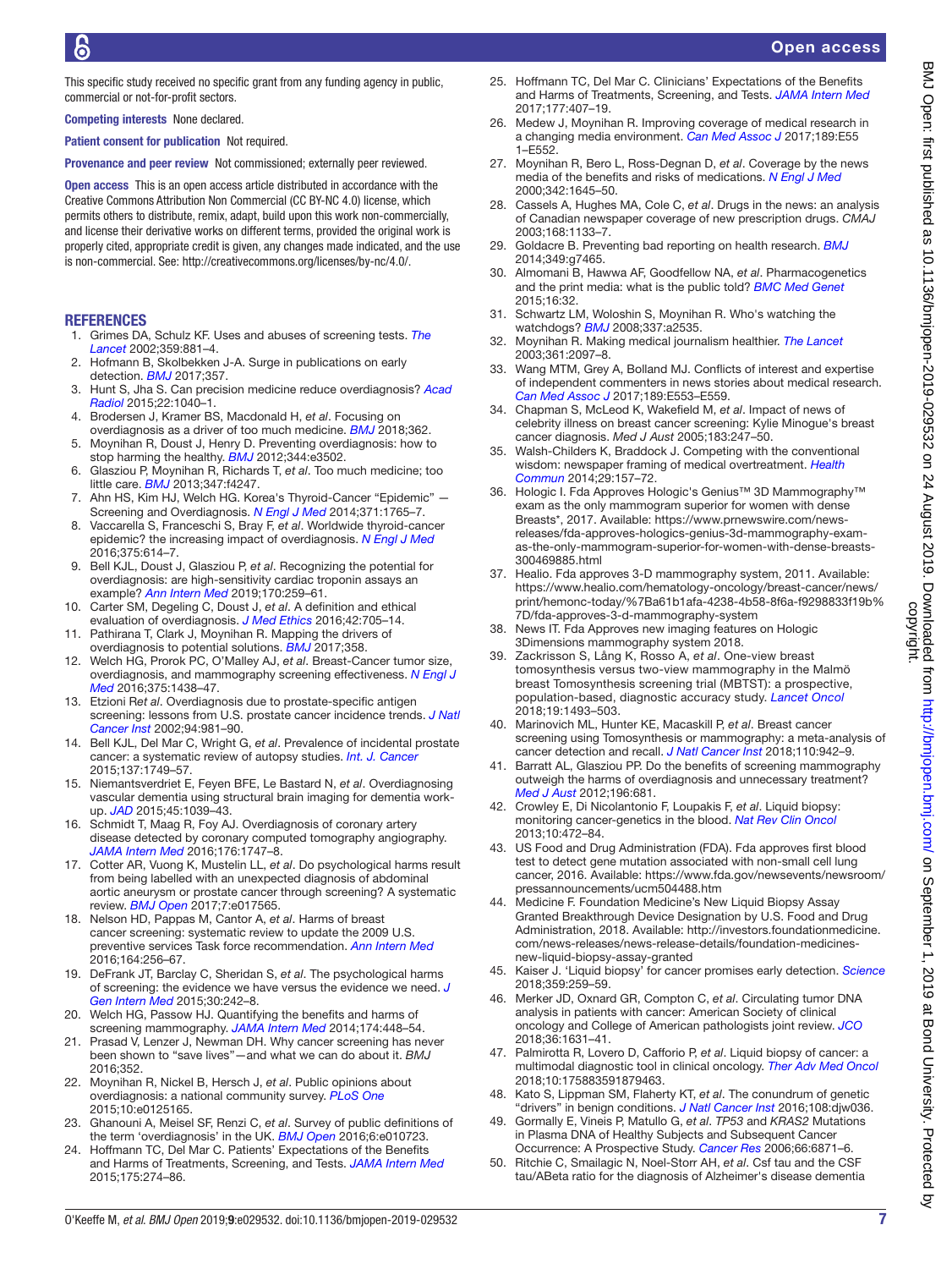This specific study received no specific grant from any funding agency in public, commercial or not-for-profit sectors.

**Competing interests** None declared.

**Patient consent for publication** Not required.

**Provenance and peer review** Not commissioned; externally peer reviewed.

**Open access** This is an open access article distributed in accordance with the Creative Commons Attribution Non Commercial (CC BY-NC 4.0) license, which permits others to distribute, remix, adapt, build upon this work non-commercially, and license their derivative works on different terms, provided the original work is properly cited, appropriate credit is given, any changes made indicated, and the use is non-commercial. See: http://creativecommons.org/licenses/by-nc/4.0/.

## REFERENCES

1. Grimes DA, Schulz KF. Uses and abuses of screening tests. *The Lancet* 2002;359:881–4.
2. Hofmann B, Skolbekken J-A. Surge in publications on early detection. *BMJ* 2017;357.
3. Hunt S, Jha S. Can precision medicine reduce overdiagnosis? *Acad Radiol* 2015;22:1040–1.
4. Brodersen J, Kramer BS, Macdonald H, *et al*. Focusing on overdiagnosis as a driver of too much medicine. *BMJ* 2018;362.
5. Moynihan R, Doust J, Henry D. Preventing overdiagnosis: how to stop harming the healthy. *BMJ* 2012;344:e3502.
6. Glasziou P, Moynihan R, Richards T, *et al*. Too much medicine; too little care. *BMJ* 2013;347:f4247.
7. Ahn HS, Kim HJ, Welch HG. Korea's Thyroid-Cancer "Epidemic" — Screening and Overdiagnosis. *N Engl J Med* 2014;371:1765–7.
8. Vaccarella S, Franceschi S, Bray F, *et al*. Worldwide thyroid-cancer epidemic? the increasing impact of overdiagnosis. *N Engl J Med* 2016;375:614–7.
9. Bell KJL, Doust J, Glasziou P, *et al*. Recognizing the potential for overdiagnosis: are high-sensitivity cardiac troponin assays an example? *Ann Intern Med* 2019;170:259–61.
10. Carter SM, Degeling C, Doust J, *et al*. A definition and ethical evaluation of overdiagnosis. *J Med Ethics* 2016;42:705–14.
11. Pathirana T, Clark J, Moynihan R. Mapping the drivers of overdiagnosis to potential solutions. *BMJ* 2017;358.
12. Welch HG, Prorok PC, O'Malley AJ, *et al*. Breast-Cancer tumor size, overdiagnosis, and mammography screening effectiveness. *N Engl J Med* 2016;375:1438–47.
13. Etzioni R*et al*. Overdiagnosis due to prostate-specific antigen screening: lessons from U.S. prostate cancer incidence trends. *J Natl Cancer Inst* 2002;94:981–90.
14. Bell KJL, Del Mar C, Wright G, *et al*. Prevalence of incidental prostate cancer: a systematic review of autopsy studies. *Int. J. Cancer* 2015;137:1749–57.
15. Niemantsverdriet E, Feyen BFE, Le Bastard N, *et al*. Overdiagnosing vascular dementia using structural brain imaging for dementia work-up. *JAD* 2015;45:1039–43.
16. Schmidt T, Maag R, Foy AJ. Overdiagnosis of coronary artery disease detected by coronary computed tomography angiography. *JAMA Intern Med* 2016;176:1747–8.
17. Cotter AR, Vuong K, Mustelin LL, *et al*. Do psychological harms result from being labelled with an unexpected diagnosis of abdominal aortic aneurysm or prostate cancer through screening? A systematic review. *BMJ Open* 2017;7:e017565.
18. Nelson HD, Pappas M, Cantor A, *et al*. Harms of breast cancer screening: systematic review to update the 2009 U.S. preventive services Task force recommendation. *Ann Intern Med* 2016;164:256–67.
19. DeFrank JT, Barclay C, Sheridan S, *et al*. The psychological harms of screening: the evidence we have versus the evidence we need. *J Gen Intern Med* 2015;30:242–8.
20. Welch HG, Passow HJ. Quantifying the benefits and harms of screening mammography. *JAMA Intern Med* 2014;174:448–54.
21. Prasad V, Lenzer J, Newman DH. Why cancer screening has never been shown to "save lives"—and what we can do about it. *BMJ* 2016;352.
22. Moynihan R, Nickel B, Hersch J, *et al*. Public opinions about overdiagnosis: a national community survey. *PLoS One* 2015;10:e0125165.
23. Ghanouni A, Meisel SF, Renzi C, *et al*. Survey of public definitions of the term 'overdiagnosis' in the UK. *BMJ Open* 2016;6:e010723.
24. Hoffmann TC, Del Mar C. Patients' Expectations of the Benefits and Harms of Treatments, Screening, and Tests. *JAMA Intern Med* 2015;175:274–86.
25. Hoffmann TC, Del Mar C. Clinicians' Expectations of the Benefits and Harms of Treatments, Screening, and Tests. *JAMA Intern Med* 2017;177:407–19.
26. Medew J, Moynihan R. Improving coverage of medical research in a changing media environment. *Can Med Assoc J* 2017;189:E55 1–E552.
27. Moynihan R, Bero L, Ross-Degnan D, *et al*. Coverage by the news media of the benefits and risks of medications. *N Engl J Med* 2000;342:1645–50.
28. Cassels A, Hughes MA, Cole C, *et al*. Drugs in the news: an analysis of Canadian newspaper coverage of new prescription drugs. *CMAJ* 2003;168:1133–7.
29. Goldacre B. Preventing bad reporting on health research. *BMJ* 2014;349:g7465.
30. Almomani B, Hawwa AF, Goodfellow NA, *et al*. Pharmacogenetics and the print media: what is the public told? *BMC Med Genet* 2015;16:32.
31. Schwartz LM, Woloshin S, Moynihan R. Who's watching the watchdogs? *BMJ* 2008;337:a2535.
32. Moynihan R. Making medical journalism healthier. *The Lancet* 2003;361:2097–8.
33. Wang MTM, Grey A, Bolland MJ. Conflicts of interest and expertise of independent commenters in news stories about medical research. *Can Med Assoc J* 2017;189:E553–E559.
34. Chapman S, McLeod K, Wakefield M, *et al*. Impact of news of celebrity illness on breast cancer screening: Kylie Minogue's breast cancer diagnosis. *Med J Aust* 2005;183:247–50.
35. Walsh-Childers K, Braddock J. Competing with the conventional wisdom: newspaper framing of medical overtreatment. *Health Commun* 2014;29:157–72.
36. Hologic I. Fda Approves Hologic's Genius™ 3D Mammography™ exam as the only mammogram superior for women with dense Breasts*, 2017. Available: https://www.prnewswire.com/news-releases/fda-approves-hologics-genius-3d-mammography-exam-as-the-only-mammogram-superior-for-women-with-dense-breasts-300469885.html
37. Healio. Fda approves 3-D mammography system, 2011. Available: https://www.healio.com/hematology-oncology/breast-cancer/news/print/hemonc-today/%7Ba61b1afa-4238-4b58-8f6a-f9298833f19b%7D/fda-approves-3-d-mammography-system
38. News IT. Fda Approves new imaging features on Hologic 3Dimensions mammography system 2018.
39. Zackrisson S, Lång K, Rosso A, *et al*. One-view breast tomosynthesis versus two-view mammography in the Malmö breast Tomosynthesis screening trial (MBTST): a prospective, population-based, diagnostic accuracy study. *Lancet Oncol* 2018;19:1493–503.
40. Marinovich ML, Hunter KE, Macaskill P, *et al*. Breast cancer screening using Tomosynthesis or mammography: a meta-analysis of cancer detection and recall. *J Natl Cancer Inst* 2018;110:942–9.
41. Barratt AL, Glasziou PP. Do the benefits of screening mammography outweigh the harms of overdiagnosis and unnecessary treatment? *Med J Aust* 2012;196:681.
42. Crowley E, Di Nicolantonio F, Loupakis F, *et al*. Liquid biopsy: monitoring cancer-genetics in the blood. *Nat Rev Clin Oncol* 2013;10:472–84.
43. US Food and Drug Administration (FDA). Fda approves first blood test to detect gene mutation associated with non-small cell lung cancer, 2016. Available: https://www.fda.gov/newsevents/newsroom/pressannouncements/ucm504488.htm
44. Medicine F. Foundation Medicine's New Liquid Biopsy Assay Granted Breakthrough Device Designation by U.S. Food and Drug Administration, 2018. Available: http://investors.foundationmedicine.com/news-releases/news-release-details/foundation-medicines-new-liquid-biopsy-assay-granted
45. Kaiser J. 'Liquid biopsy' for cancer promises early detection. *Science* 2018;359:259–59.
46. Merker JD, Oxnard GR, Compton C, *et al*. Circulating tumor DNA analysis in patients with cancer: American Society of clinical oncology and College of American pathologists joint review. *JCO* 2018;36:1631–41.
47. Palmirotta R, Lovero D, Cafforio P, *et al*. Liquid biopsy of cancer: a multimodal diagnostic tool in clinical oncology. *Ther Adv Med Oncol* 2018;10:175883591879463.
48. Kato S, Lippman SM, Flaherty KT, *et al*. The conundrum of genetic "drivers" in benign conditions. *J Natl Cancer Inst* 2016;108:djw036.
49. Gormally E, Vineis P, Matullo G, *et al*. *TP53* and *KRAS2* Mutations in Plasma DNA of Healthy Subjects and Subsequent Cancer Occurrence: A Prospective Study. *Cancer Res* 2006;66:6871–6.
50. Ritchie C, Smailagic N, Noel-Storr AH, *et al*. Csf tau and the CSF tau/ABeta ratio for the diagnosis of Alzheimer's disease dementia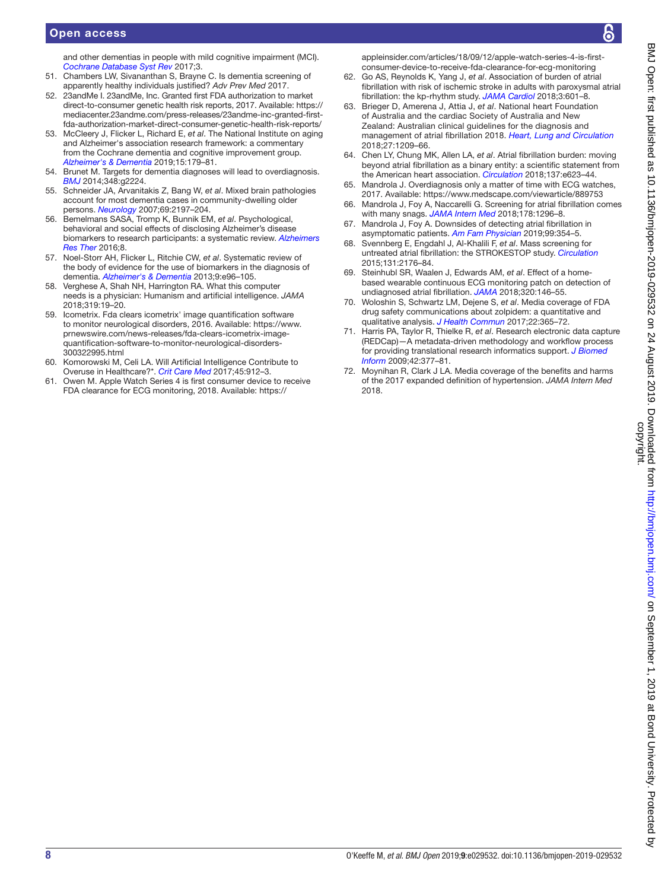and other dementias in people with mild cognitive impairment (MCI). *Cochrane Database Syst Rev* 2017;3.

51. Chambers LW, Sivananthan S, Brayne C. Is dementia screening of apparently healthy individuals justified? *Adv Prev Med* 2017.
52. 23andMe I. 23andMe, Inc. Granted first FDA authorization to market direct-to-consumer genetic health risk reports, 2017. Available: https://mediacenter.23andme.com/press-releases/23andme-inc-granted-first-fda-authorization-market-direct-consumer-genetic-health-risk-reports/
53. McCleery J, Flicker L, Richard E, *et al*. The National Institute on aging and Alzheimer's association research framework: a commentary from the Cochrane dementia and cognitive improvement group. *Alzheimer's & Dementia* 2019;15:179–81.
54. Brunet M. Targets for dementia diagnoses will lead to overdiagnosis. *BMJ* 2014;348:g2224.
55. Schneider JA, Arvanitakis Z, Bang W, *et al*. Mixed brain pathologies account for most dementia cases in community-dwelling older persons. *Neurology* 2007;69:2197–204.
56. Bemelmans SASA, Tromp K, Bunnik EM, *et al*. Psychological, behavioral and social effects of disclosing Alzheimer's disease biomarkers to research participants: a systematic review. *Alzheimers Res Ther* 2016;8.
57. Noel-Storr AH, Flicker L, Ritchie CW, *et al*. Systematic review of the body of evidence for the use of biomarkers in the diagnosis of dementia. *Alzheimer's & Dementia* 2013;9:e96–105.
58. Verghese A, Shah NH, Harrington RA. What this computer needs is a physician: Humanism and artificial intelligence. *JAMA* 2018;319:19–20.
59. Icometrix. Fda clears icometrix' image quantification software to monitor neurological disorders, 2016. Available: https://www.prnewswire.com/news-releases/fda-clears-icometrix-image-quantification-software-to-monitor-neurological-disorders-300322995.html
60. Komorowski M, Celi LA. Will Artificial Intelligence Contribute to Overuse in Healthcare?*. *Crit Care Med* 2017;45:912–3.
61. Owen M. Apple Watch Series 4 is first consumer device to receive FDA clearance for ECG monitoring, 2018. Available: https://appleinsider.com/articles/18/09/12/apple-watch-series-4-is-first-consumer-device-to-receive-fda-clearance-for-ecg-monitoring
62. Go AS, Reynolds K, Yang J, *et al*. Association of burden of atrial fibrillation with risk of ischemic stroke in adults with paroxysmal atrial fibrillation: the kp-rhythm study. *JAMA Cardiol* 2018;3:601–8.
63. Brieger D, Amerena J, Attia J, *et al*. National heart Foundation of Australia and the cardiac Society of Australia and New Zealand: Australian clinical guidelines for the diagnosis and management of atrial fibrillation 2018. *Heart, Lung and Circulation* 2018;27:1209–66.
64. Chen LY, Chung MK, Allen LA, *et al*. Atrial fibrillation burden: moving beyond atrial fibrillation as a binary entity: a scientific statement from the American heart association. *Circulation* 2018;137:e623–44.
65. Mandrola J. Overdiagnosis only a matter of time with ECG watches, 2017. Available: https://www.medscape.com/viewarticle/889753
66. Mandrola J, Foy A, Naccarelli G. Screening for atrial fibrillation comes with many snags. *JAMA Intern Med* 2018;178:1296–8.
67. Mandrola J, Foy A. Downsides of detecting atrial fibrillation in asymptomatic patients. *Am Fam Physician* 2019;99:354–5.
68. Svennberg E, Engdahl J, Al-Khalili F, *et al*. Mass screening for untreated atrial fibrillation: the STROKESTOP study. *Circulation* 2015;131:2176–84.
69. Steinhubl SR, Waalen J, Edwards AM, *et al*. Effect of a home-based wearable continuous ECG monitoring patch on detection of undiagnosed atrial fibrillation. *JAMA* 2018;320:146–55.
70. Woloshin S, Schwartz LM, Dejene S, *et al*. Media coverage of FDA drug safety communications about zolpidem: a quantitative and qualitative analysis. *J Health Commun* 2017;22:365–72.
71. Harris PA, Taylor R, Thielke R, *et al*. Research electronic data capture (REDCap)—A metadata-driven methodology and workflow process for providing translational research informatics support. *J Biomed Inform* 2009;42:377–81.
72. Moynihan R, Clark J LA. Media coverage of the benefits and harms of the 2017 expanded definition of hypertension. *JAMA Intern Med* 2018.